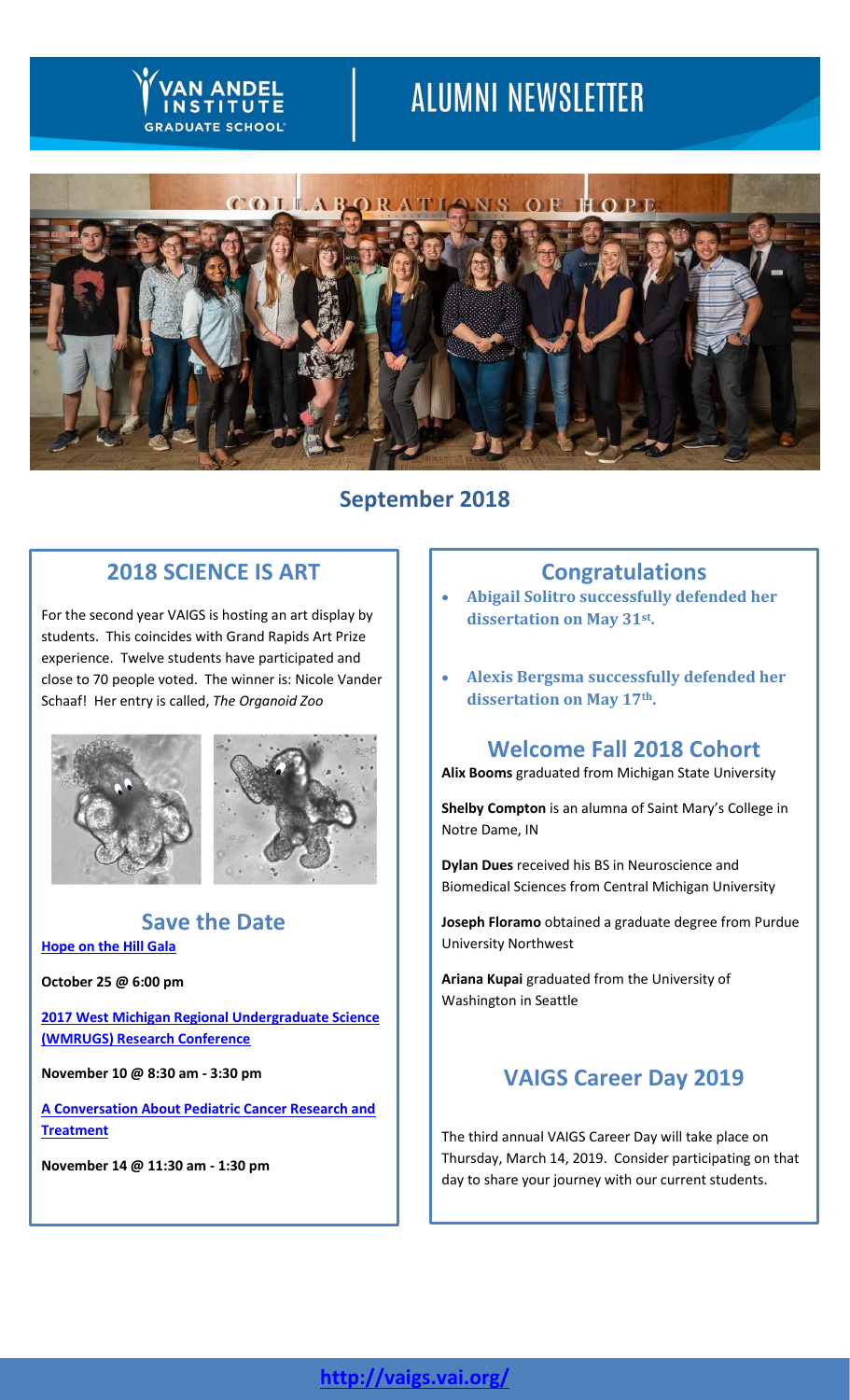# ALUMNI NEWSLETTER

## September 2018

## 2018 SCIENCE IS ART

For the second year VAIGS is hosting an art display by students. This coincides with Grand Rapids Art Prize experience. Twelve students have participated and close to 70 people voted. The winner is: Nicole Vander Schaaf! Her entry is called, *The Organoid Zoo*

## Save the Date

**[Hope on the Hill Gala]**

**October 25 @ 6:00 pm**

**[2017 West Michigan Regional Undergraduate Science (WMRUGS) Research Conference]**

**November 10 @ 8:30 am - 3:30 pm**

**[A Conversation About Pediatric Cancer Research and Treatment]**

**November 14 @ 11:30 am - 1:30 pm**

## Congratulations

- **Abigail Solitro successfully defended her dissertation on May 31st.**
- **Alexis Bergsma successfully defended her dissertation on May 17th.**

## Welcome Fall 2018 Cohort

**Alix Booms** graduated from Michigan State University

**Shelby Compton** is an alumna of Saint Mary's College in Notre Dame, IN

**Dylan Dues** received his BS in Neuroscience and Biomedical Sciences from Central Michigan University

**Joseph Floramo** obtained a graduate degree from Purdue University Northwest

**Ariana Kupai** graduated from the University of Washington in Seattle

## VAIGS Career Day 2019

The third annual VAIGS Career Day will take place on Thursday, March 14, 2019. Consider participating on that day to share your journey with our current students.

**http://vaigs.vai.org/**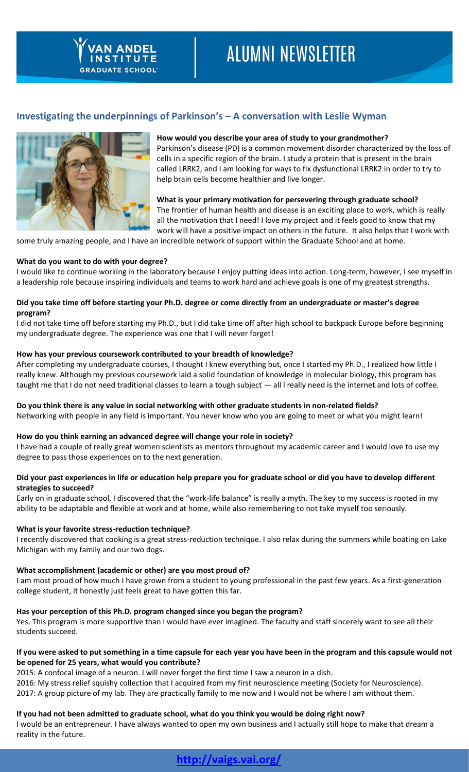# ALUMNI NEWSLETTER

## Investigating the underpinnings of Parkinson's – A conversation with Leslie Wyman

**How would you describe your area of study to your grandmother?**

Parkinson's disease (PD) is a common movement disorder characterized by the loss of cells in a specific region of the brain. I study a protein that is present in the brain called LRRK2, and I am looking for ways to fix dysfunctional LRRK2 in order to try to help brain cells become healthier and live longer.

**What is your primary motivation for persevering through graduate school?**

The frontier of human health and disease is an exciting place to work, which is really all the motivation that I need! I love my project and it feels good to know that my work will have a positive impact on others in the future. It also helps that I work with some truly amazing people, and I have an incredible network of support within the Graduate School and at home.

**What do you want to do with your degree?**

I would like to continue working in the laboratory because I enjoy putting ideas into action. Long-term, however, I see myself in a leadership role because inspiring individuals and teams to work hard and achieve goals is one of my greatest strengths.

**Did you take time off before starting your Ph.D. degree or come directly from an undergraduate or master's degree program?**

I did not take time off before starting my Ph.D., but I did take time off after high school to backpack Europe before beginning my undergraduate degree. The experience was one that I will never forget!

**How has your previous coursework contributed to your breadth of knowledge?**

After completing my undergraduate courses, I thought I knew everything but, once I started my Ph.D., I realized how little I really knew. Although my previous coursework laid a solid foundation of knowledge in molecular biology, this program has taught me that I do not need traditional classes to learn a tough subject — all I really need is the internet and lots of coffee.

**Do you think there is any value in social networking with other graduate students in non-related fields?**

Networking with people in any field is important. You never know who you are going to meet or what you might learn!

**How do you think earning an advanced degree will change your role in society?**

I have had a couple of really great women scientists as mentors throughout my academic career and I would love to use my degree to pass those experiences on to the next generation.

**Did your past experiences in life or education help prepare you for graduate school or did you have to develop different strategies to succeed?**

Early on in graduate school, I discovered that the "work-life balance" is really a myth. The key to my success is rooted in my ability to be adaptable and flexible at work and at home, while also remembering to not take myself too seriously.

**What is your favorite stress-reduction technique?**

I recently discovered that cooking is a great stress-reduction technique. I also relax during the summers while boating on Lake Michigan with my family and our two dogs.

**What accomplishment (academic or other) are you most proud of?**

I am most proud of how much I have grown from a student to young professional in the past few years. As a first-generation college student, it honestly just feels great to have gotten this far.

**Has your perception of this Ph.D. program changed since you began the program?**

Yes. This program is more supportive than I would have ever imagined. The faculty and staff sincerely want to see all their students succeed.

**If you were asked to put something in a time capsule for each year you have been in the program and this capsule would not be opened for 25 years, what would you contribute?**

2015: A confocal image of a neuron. I will never forget the first time I saw a neuron in a dish.
2016: My stress relief squishy collection that I acquired from my first neuroscience meeting (Society for Neuroscience).
2017: A group picture of my lab. They are practically family to me now and I would not be where I am without them.

**If you had not been admitted to graduate school, what do you think you would be doing right now?**

I would be an entrepreneur. I have always wanted to open my own business and I actually still hope to make that dream a reality in the future.

**http://vaigs.vai.org/**